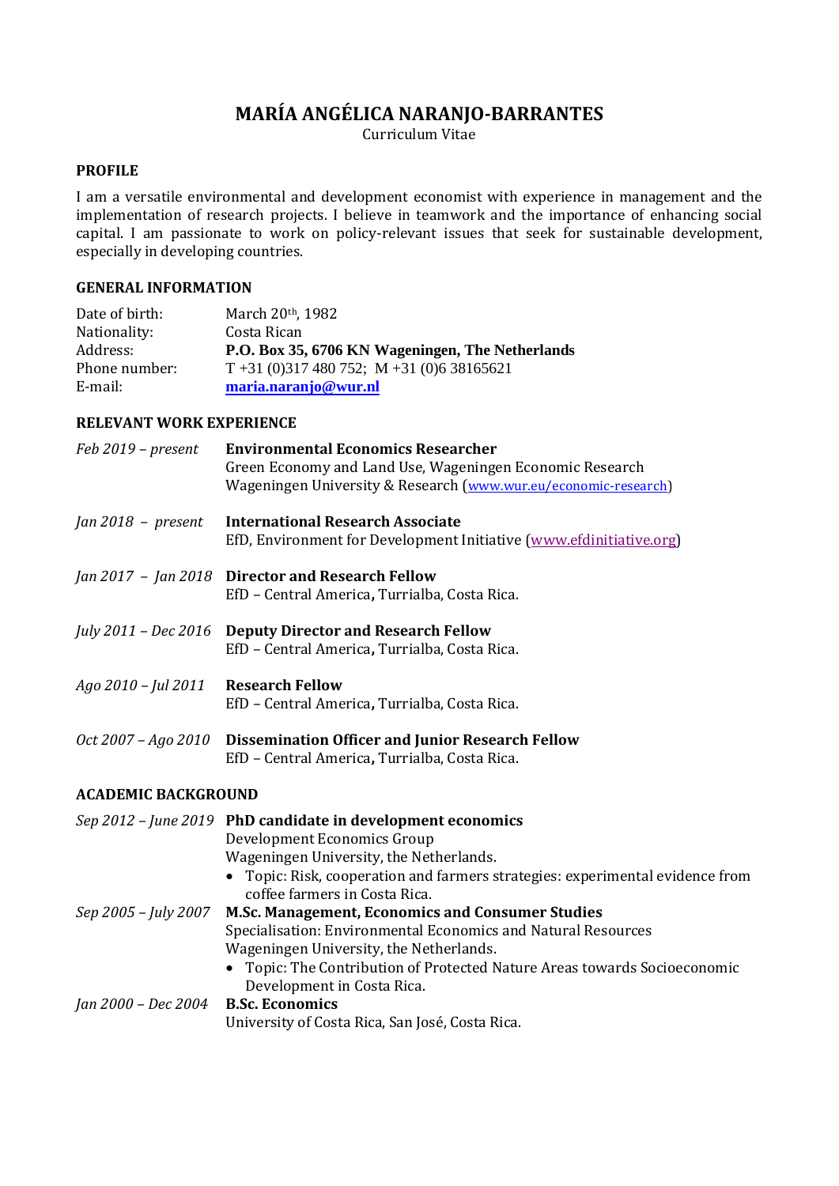# MARÍA ANGÉLICA NARANJO-BARRANTES

Curriculum Vitae

## PROFILE

I am a versatile environmental and development economist with experience in management and the implementation of research projects. I believe in teamwork and the importance of enhancing social capital. I am passionate to work on policy-relevant issues that seek for sustainable development, especially in developing countries.

## GENERAL INFORMATION

| | |
|---|---|
| Date of birth: | March 20th, 1982 |
| Nationality: | Costa Rican |
| Address: | **P.O. Box 35, 6706 KN Wageningen, The Netherlands** |
| Phone number: | T +31 (0)317 480 752; M +31 (0)6 38165621 |
| E-mail: | **maria.naranjo@wur.nl** |

## RELEVANT WORK EXPERIENCE

*Feb 2019 – present* **Environmental Economics Researcher**
Green Economy and Land Use, Wageningen Economic Research
Wageningen University & Research (www.wur.eu/economic-research)

*Jan 2018 – present* **International Research Associate**
EfD, Environment for Development Initiative (www.efdinitiative.org)

*Jan 2017 – Jan 2018* **Director and Research Fellow**
EfD – Central America, Turrialba, Costa Rica.

*July 2011 – Dec 2016* **Deputy Director and Research Fellow**
EfD – Central America, Turrialba, Costa Rica.

*Ago 2010 – Jul 2011* **Research Fellow**
EfD – Central America, Turrialba, Costa Rica.

*Oct 2007 – Ago 2010* **Dissemination Officer and Junior Research Fellow**
EfD – Central America, Turrialba, Costa Rica.

## ACADEMIC BACKGROUND

*Sep 2012 – June 2019* **PhD candidate in development economics**
Development Economics Group
Wageningen University, the Netherlands.

- Topic: Risk, cooperation and farmers strategies: experimental evidence from coffee farmers in Costa Rica.

*Sep 2005 – July 2007* **M.Sc. Management, Economics and Consumer Studies**
Specialisation: Environmental Economics and Natural Resources
Wageningen University, the Netherlands.

- Topic: The Contribution of Protected Nature Areas towards Socioeconomic Development in Costa Rica.

*Jan 2000 – Dec 2004* **B.Sc. Economics**
University of Costa Rica, San José, Costa Rica.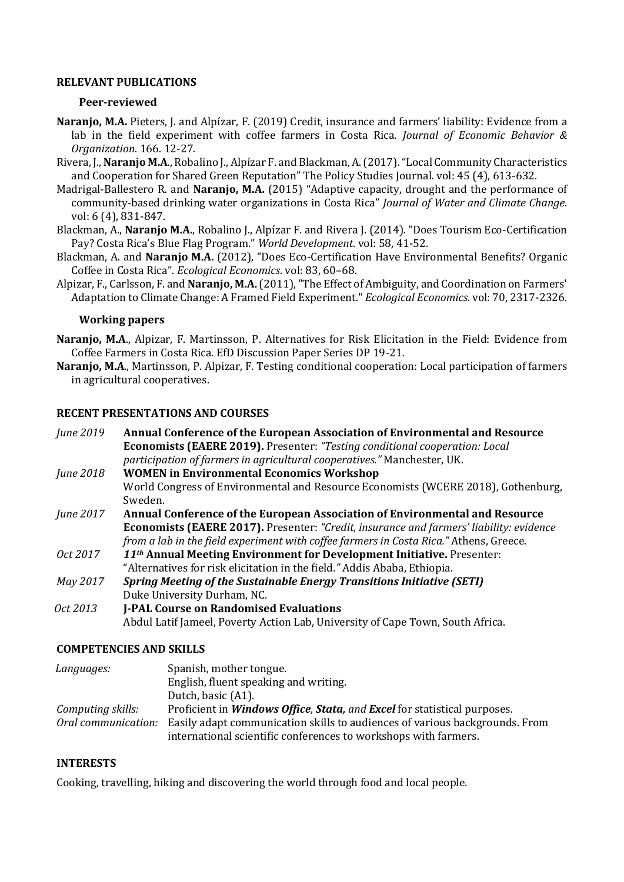## RELEVANT PUBLICATIONS

### Peer-reviewed

**Naranjo, M.A.** Pieters, J. and Alpízar, F. (2019) Credit, insurance and farmers' liability: Evidence from a lab in the field experiment with coffee farmers in Costa Rica. *Journal of Economic Behavior & Organization*. 166. 12-27.

Rivera, J., **Naranjo M.A.**, Robalino J., Alpízar F. and Blackman, A. (2017). "Local Community Characteristics and Cooperation for Shared Green Reputation" The Policy Studies Journal. vol: 45 (4), 613-632.

Madrigal-Ballestero R. and **Naranjo, M.A.** (2015) "Adaptive capacity, drought and the performance of community-based drinking water organizations in Costa Rica" *Journal of Water and Climate Change*. vol: 6 (4), 831-847.

Blackman, A., **Naranjo M.A.**, Robalino J., Alpízar F. and Rivera J. (2014). "Does Tourism Eco-Certification Pay? Costa Rica's Blue Flag Program." *World Development*. vol: 58, 41-52.

Blackman, A. and **Naranjo M.A.** (2012), "Does Eco-Certification Have Environmental Benefits? Organic Coffee in Costa Rica". *Ecological Economics*. vol: 83, 60–68.

Alpizar, F., Carlsson, F. and **Naranjo, M.A.** (2011), "The Effect of Ambiguity, and Coordination on Farmers' Adaptation to Climate Change: A Framed Field Experiment." *Ecological Economics.* vol: 70, 2317-2326.

### Working papers

**Naranjo, M.A**., Alpizar, F. Martinsson, P. Alternatives for Risk Elicitation in the Field: Evidence from Coffee Farmers in Costa Rica. EfD Discussion Paper Series DP 19-21.

**Naranjo, M.A**., Martinsson, P. Alpizar, F. Testing conditional cooperation: Local participation of farmers in agricultural cooperatives.

## RECENT PRESENTATIONS AND COURSES

*June 2019* — **Annual Conference of the European Association of Environmental and Resource Economists (EAERE 2019).** Presenter: *"Testing conditional cooperation: Local participation of farmers in agricultural cooperatives."* Manchester, UK.

*June 2018* — **WOMEN in Environmental Economics Workshop**
World Congress of Environmental and Resource Economists (WCERE 2018), Gothenburg, Sweden.

*June 2017* — **Annual Conference of the European Association of Environmental and Resource Economists (EAERE 2017).** Presenter: *"Credit, insurance and farmers' liability: evidence from a lab in the field experiment with coffee farmers in Costa Rica."* Athens, Greece.

*Oct 2017* — ***11th* Annual Meeting Environment for Development Initiative.** Presenter: "Alternatives for risk elicitation in the field*."* Addis Ababa, Ethiopia.

*May 2017* — ***Spring Meeting of the Sustainable Energy Transitions Initiative (SETI)***
Duke University Durham, NC.

*Oct 2013* — **J-PAL Course on Randomised Evaluations**
Abdul Latif Jameel, Poverty Action Lab, University of Cape Town, South Africa.

## COMPETENCIES AND SKILLS

*Languages:* Spanish, mother tongue.
English, fluent speaking and writing.
Dutch, basic (A1).

*Computing skills:* Proficient in ***Windows Office***, ***Stata,*** *and* ***Excel*** for statistical purposes.

*Oral communication:* Easily adapt communication skills to audiences of various backgrounds. From international scientific conferences to workshops with farmers.

## INTERESTS

Cooking, travelling, hiking and discovering the world through food and local people.